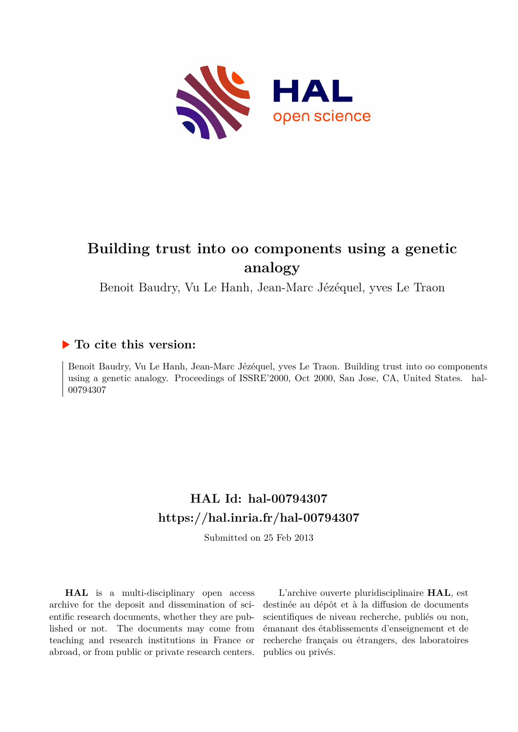# Building trust into oo components using a genetic analogy

Benoit Baudry, Vu Le Hanh, Jean-Marc Jézéquel, yves Le Traon

## ▶ To cite this version:

Benoit Baudry, Vu Le Hanh, Jean-Marc Jézéquel, yves Le Traon. Building trust into oo components using a genetic analogy. Proceedings of ISSRE'2000, Oct 2000, San Jose, CA, United States. hal-00794307

## HAL Id: hal-00794307
## https://hal.inria.fr/hal-00794307

Submitted on 25 Feb 2013

**HAL** is a multi-disciplinary open access archive for the deposit and dissemination of scientific research documents, whether they are published or not. The documents may come from teaching and research institutions in France or abroad, or from public or private research centers.

L'archive ouverte pluridisciplinaire **HAL**, est destinée au dépôt et à la diffusion de documents scientifiques de niveau recherche, publiés ou non, émanant des établissements d'enseignement et de recherche français ou étrangers, des laboratoires publics ou privés.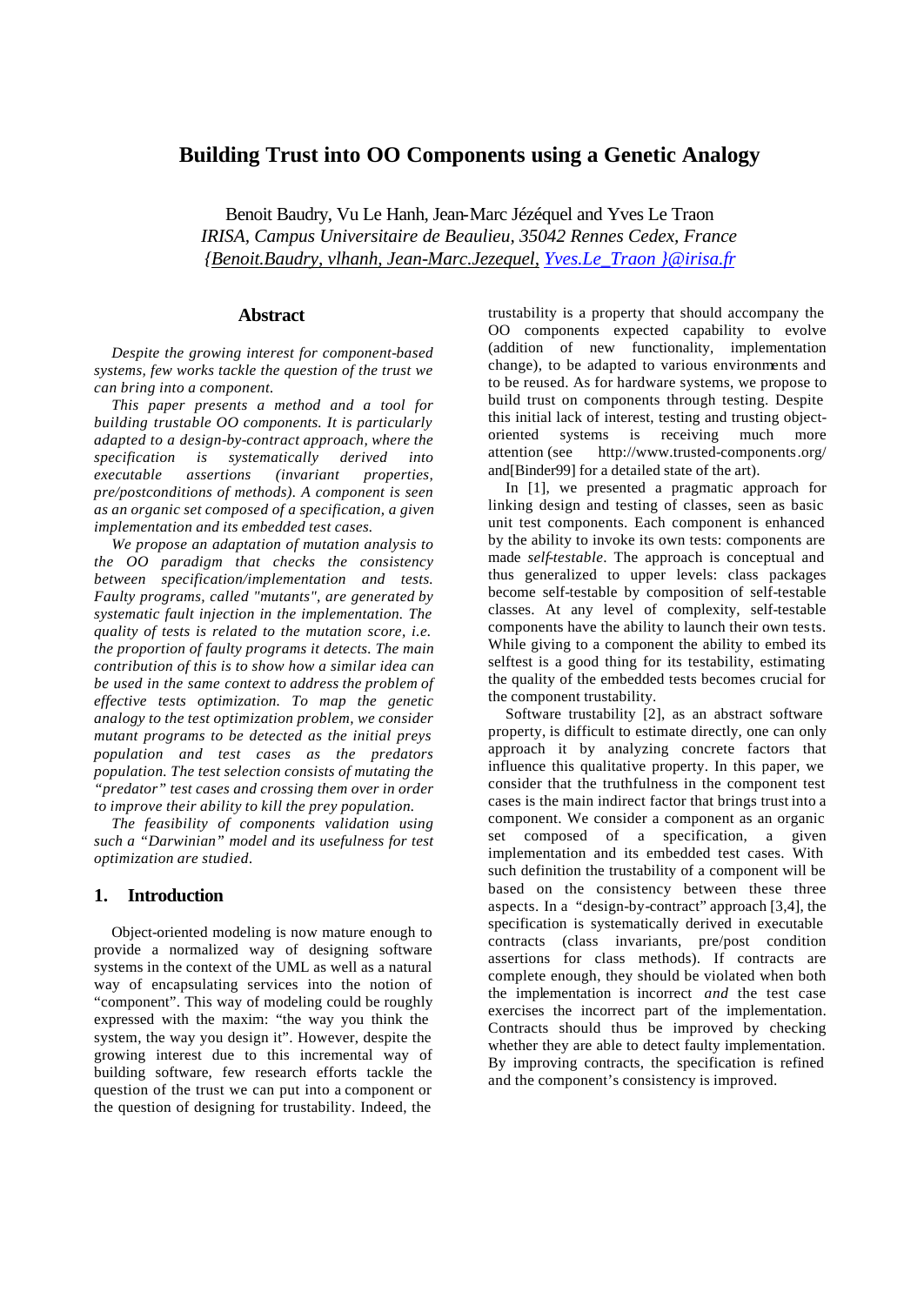# Building Trust into OO Components using a Genetic Analogy

Benoit Baudry, Vu Le Hanh, Jean-Marc Jézéquel and Yves Le Traon
*IRISA, Campus Universitaire de Beaulieu, 35042 Rennes Cedex, France*
*{Benoit.Baudry, vlhanh, Jean-Marc.Jezequel, Yves.Le_Traon }@irisa.fr*

## Abstract

*Despite the growing interest for component-based systems, few works tackle the question of the trust we can bring into a component.*

*This paper presents a method and a tool for building trustable OO components. It is particularly adapted to a design-by-contract approach, where the specification is systematically derived into executable assertions (invariant properties, pre/postconditions of methods). A component is seen as an organic set composed of a specification, a given implementation and its embedded test cases.*

*We propose an adaptation of mutation analysis to the OO paradigm that checks the consistency between specification/implementation and tests. Faulty programs, called "mutants", are generated by systematic fault injection in the implementation. The quality of tests is related to the mutation score, i.e. the proportion of faulty programs it detects. The main contribution of this is to show how a similar idea can be used in the same context to address the problem of effective tests optimization. To map the genetic analogy to the test optimization problem, we consider mutant programs to be detected as the initial preys population and test cases as the predators population. The test selection consists of mutating the "predator" test cases and crossing them over in order to improve their ability to kill the prey population.*

*The feasibility of components validation using such a "Darwinian" model and its usefulness for test optimization are studied.*

## 1. Introduction

Object-oriented modeling is now mature enough to provide a normalized way of designing software systems in the context of the UML as well as a natural way of encapsulating services into the notion of "component". This way of modeling could be roughly expressed with the maxim: "the way you think the system, the way you design it". However, despite the growing interest due to this incremental way of building software, few research efforts tackle the question of the trust we can put into a component or the question of designing for trustability. Indeed, the trustability is a property that should accompany the OO components expected capability to evolve (addition of new functionality, implementation change), to be adapted to various environments and to be reused. As for hardware systems, we propose to build trust on components through testing. Despite this initial lack of interest, testing and trusting object-oriented systems is receiving much more attention (see http://www.trusted-components.org/ and[Binder99] for a detailed state of the art).

In [1], we presented a pragmatic approach for linking design and testing of classes, seen as basic unit test components. Each component is enhanced by the ability to invoke its own tests: components are made *self-testable*. The approach is conceptual and thus generalized to upper levels: class packages become self-testable by composition of self-testable classes. At any level of complexity, self-testable components have the ability to launch their own tests. While giving to a component the ability to embed its selftest is a good thing for its testability, estimating the quality of the embedded tests becomes crucial for the component trustability.

Software trustability [2], as an abstract software property, is difficult to estimate directly, one can only approach it by analyzing concrete factors that influence this qualitative property. In this paper, we consider that the truthfulness in the component test cases is the main indirect factor that brings trust into a component. We consider a component as an organic set composed of a specification, a given implementation and its embedded test cases. With such definition the trustability of a component will be based on the consistency between these three aspects. In a "design-by-contract" approach [3,4], the specification is systematically derived in executable contracts (class invariants, pre/post condition assertions for class methods). If contracts are complete enough, they should be violated when both the implementation is incorrect *and* the test case exercises the incorrect part of the implementation. Contracts should thus be improved by checking whether they are able to detect faulty implementation. By improving contracts, the specification is refined and the component's consistency is improved.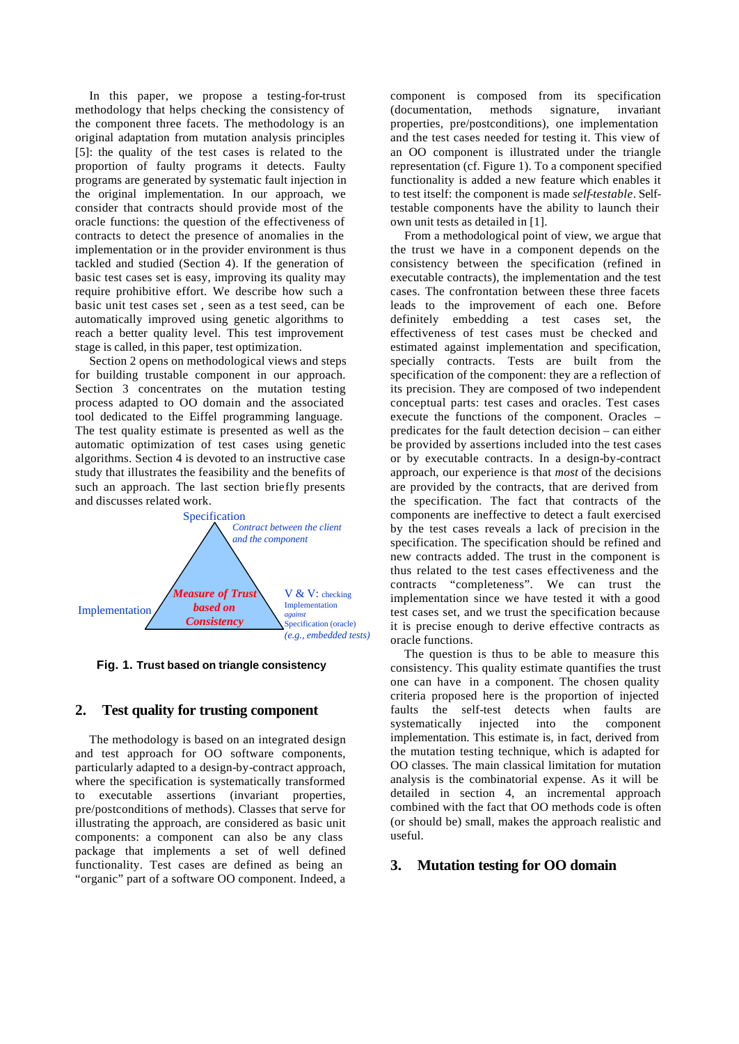In this paper, we propose a testing-for-trust methodology that helps checking the consistency of the component three facets. The methodology is an original adaptation from mutation analysis principles [5]: the quality of the test cases is related to the proportion of faulty programs it detects. Faulty programs are generated by systematic fault injection in the original implementation. In our approach, we consider that contracts should provide most of the oracle functions: the question of the effectiveness of contracts to detect the presence of anomalies in the implementation or in the provider environment is thus tackled and studied (Section 4). If the generation of basic test cases set is easy, improving its quality may require prohibitive effort. We describe how such a basic unit test cases set , seen as a test seed, can be automatically improved using genetic algorithms to reach a better quality level. This test improvement stage is called, in this paper, test optimization.

Section 2 opens on methodological views and steps for building trustable component in our approach. Section 3 concentrates on the mutation testing process adapted to OO domain and the associated tool dedicated to the Eiffel programming language. The test quality estimate is presented as well as the automatic optimization of test cases using genetic algorithms. Section 4 is devoted to an instructive case study that illustrates the feasibility and the benefits of such an approach. The last section briefly presents and discusses related work.

Specification

*Contract between the client and the component*

Implementation

***Measure of Trust based on Consistency***

V & V: checking Implementation *against* Specification (oracle) *(e.g., embedded tests)*

**Fig. 1. Trust based on triangle consistency**

## 2. Test quality for trusting component

The methodology is based on an integrated design and test approach for OO software components, particularly adapted to a design-by-contract approach, where the specification is systematically transformed to executable assertions (invariant properties, pre/postconditions of methods). Classes that serve for illustrating the approach, are considered as basic unit components: a component can also be any class package that implements a set of well defined functionality. Test cases are defined as being an "organic" part of a software OO component. Indeed, a component is composed from its specification (documentation, methods signature, invariant properties, pre/postconditions), one implementation and the test cases needed for testing it. This view of an OO component is illustrated under the triangle representation (cf. Figure 1). To a component specified functionality is added a new feature which enables it to test itself: the component is made *self-testable*. Self-testable components have the ability to launch their own unit tests as detailed in [1].

From a methodological point of view, we argue that the trust we have in a component depends on the consistency between the specification (refined in executable contracts), the implementation and the test cases. The confrontation between these three facets leads to the improvement of each one. Before definitely embedding a test cases set, the effectiveness of test cases must be checked and estimated against implementation and specification, specially contracts. Tests are built from the specification of the component: they are a reflection of its precision. They are composed of two independent conceptual parts: test cases and oracles. Test cases execute the functions of the component. Oracles – predicates for the fault detection decision – can either be provided by assertions included into the test cases or by executable contracts. In a design-by-contract approach, our experience is that *most* of the decisions are provided by the contracts, that are derived from the specification. The fact that contracts of the components are ineffective to detect a fault exercised by the test cases reveals a lack of precision in the specification. The specification should be refined and new contracts added. The trust in the component is thus related to the test cases effectiveness and the contracts "completeness". We can trust the implementation since we have tested it with a good test cases set, and we trust the specification because it is precise enough to derive effective contracts as oracle functions.

The question is thus to be able to measure this consistency. This quality estimate quantifies the trust one can have in a component. The chosen quality criteria proposed here is the proportion of injected faults the self-test detects when faults are systematically injected into the component implementation. This estimate is, in fact, derived from the mutation testing technique, which is adapted for OO classes. The main classical limitation for mutation analysis is the combinatorial expense. As it will be detailed in section 4, an incremental approach combined with the fact that OO methods code is often (or should be) small, makes the approach realistic and useful.

## 3. Mutation testing for OO domain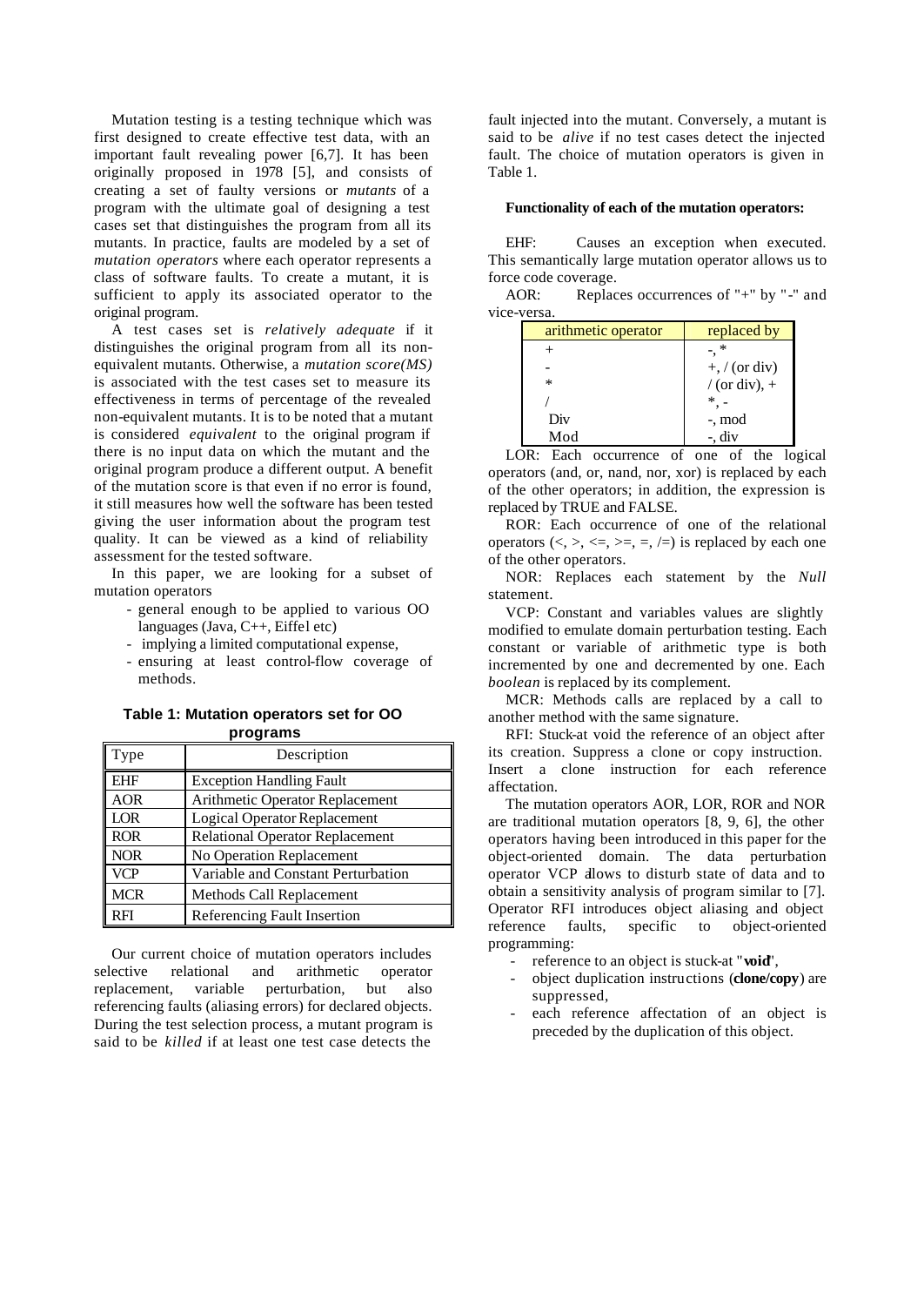Mutation testing is a testing technique which was first designed to create effective test data, with an important fault revealing power [6,7]. It has been originally proposed in 1978 [5], and consists of creating a set of faulty versions or *mutants* of a program with the ultimate goal of designing a test cases set that distinguishes the program from all its mutants. In practice, faults are modeled by a set of *mutation operators* where each operator represents a class of software faults. To create a mutant, it is sufficient to apply its associated operator to the original program.

A test cases set is *relatively adequate* if it distinguishes the original program from all its non-equivalent mutants. Otherwise, a *mutation score(MS)* is associated with the test cases set to measure its effectiveness in terms of percentage of the revealed non-equivalent mutants. It is to be noted that a mutant is considered *equivalent* to the original program if there is no input data on which the mutant and the original program produce a different output. A benefit of the mutation score is that even if no error is found, it still measures how well the software has been tested giving the user information about the program test quality. It can be viewed as a kind of reliability assessment for the tested software.

In this paper, we are looking for a subset of mutation operators

- general enough to be applied to various OO languages (Java, C++, Eiffel etc)
- implying a limited computational expense,
- ensuring at least control-flow coverage of methods.

**Table 1: Mutation operators set for OO programs**

| Type | Description |
|---|---|
| EHF | Exception Handling Fault |
| AOR | Arithmetic Operator Replacement |
| LOR | Logical Operator Replacement |
| ROR | Relational Operator Replacement |
| NOR | No Operation Replacement |
| VCP | Variable and Constant Perturbation |
| MCR | Methods Call Replacement |
| RFI | Referencing Fault Insertion |

Our current choice of mutation operators includes selective relational and arithmetic operator replacement, variable perturbation, but also referencing faults (aliasing errors) for declared objects. During the test selection process, a mutant program is said to be *killed* if at least one test case detects the fault injected into the mutant. Conversely, a mutant is said to be *alive* if no test cases detect the injected fault. The choice of mutation operators is given in Table 1.

**Functionality of each of the mutation operators:**

EHF: Causes an exception when executed. This semantically large mutation operator allows us to force code coverage.

AOR: Replaces occurrences of "+" by "-" and vice-versa.

| arithmetic operator | replaced by |
|---|---|
| + | -, * |
| - | +, / (or div) |
| * | / (or div), + |
| / | *, - |
| Div | -, mod |
| Mod | -, div |

LOR: Each occurrence of one of the logical operators (and, or, nand, nor, xor) is replaced by each of the other operators; in addition, the expression is replaced by TRUE and FALSE.

ROR: Each occurrence of one of the relational operators (<, >, <=, >=, =, /=) is replaced by each one of the other operators.

NOR: Replaces each statement by the *Null* statement.

VCP: Constant and variables values are slightly modified to emulate domain perturbation testing. Each constant or variable of arithmetic type is both incremented by one and decremented by one. Each *boolean* is replaced by its complement.

MCR: Methods calls are replaced by a call to another method with the same signature.

RFI: Stuck-at void the reference of an object after its creation. Suppress a clone or copy instruction. Insert a clone instruction for each reference affectation.

The mutation operators AOR, LOR, ROR and NOR are traditional mutation operators [8, 9, 6], the other operators having been introduced in this paper for the object-oriented domain. The data perturbation operator VCP allows to disturb state of data and to obtain a sensitivity analysis of program similar to [7]. Operator RFI introduces object aliasing and object reference faults, specific to object-oriented programming:

- reference to an object is stuck-at "**void**",
- object duplication instructions (**clone/copy**) are suppressed,
- each reference affectation of an object is preceded by the duplication of this object.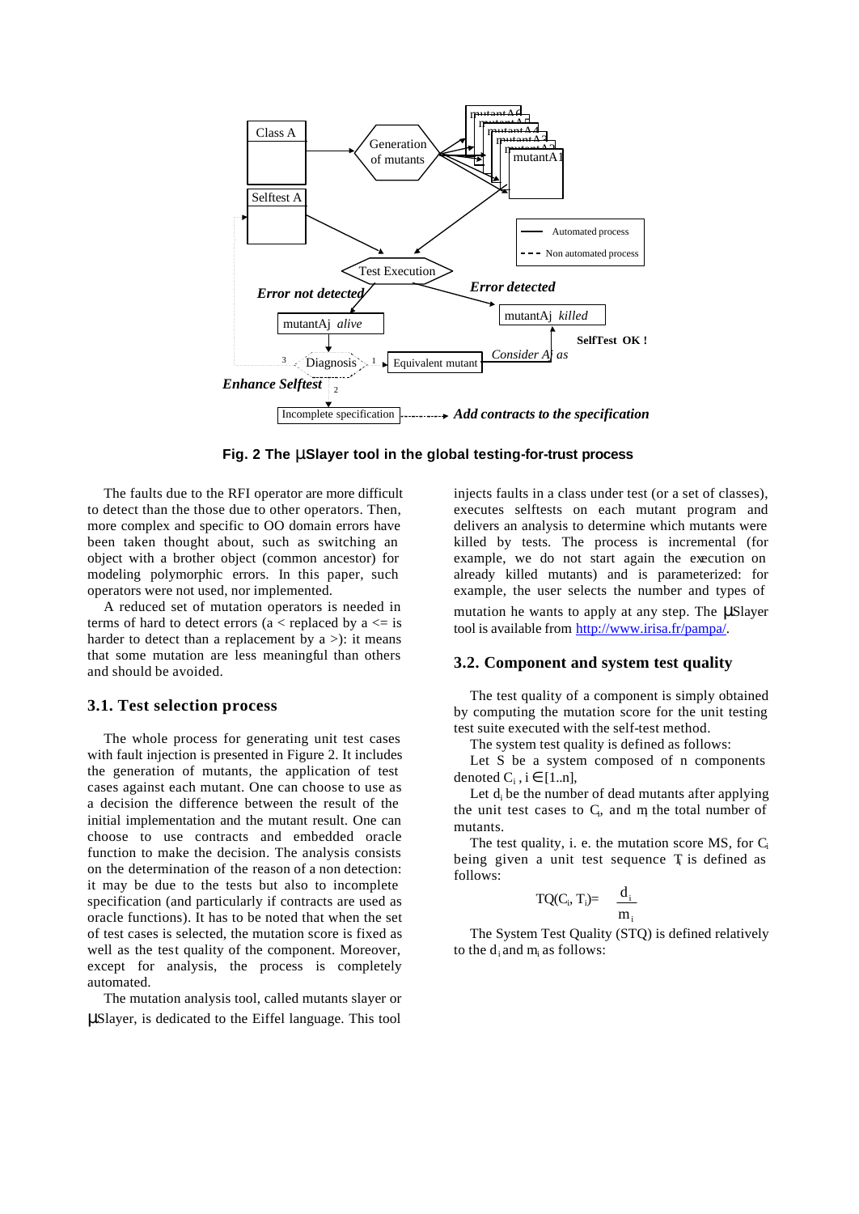Class A

Selftest A

Generation of mutants

mutantA6 mutantA5 mutantA4 mutantA3 mutantA2 mutantA1

Automated process

Non automated process

Test Execution

*Error not detected*

*Error detected*

mutantAj *alive*

mutantAj *killed*

**SelfTest OK !**

Diagnosis

Equivalent mutant

*Consider Aj as*

***Enhance Selftest***

Incomplete specification

***Add contracts to the specification***

**Fig. 2 The µSlayer tool in the global testing-for-trust process**

The faults due to the RFI operator are more difficult to detect than the those due to other operators. Then, more complex and specific to OO domain errors have been taken thought about, such as switching an object with a brother object (common ancestor) for modeling polymorphic errors. In this paper, such operators were not used, nor implemented.

A reduced set of mutation operators is needed in terms of hard to detect errors (a < replaced by a <= is harder to detect than a replacement by a >): it means that some mutation are less meaningful than others and should be avoided.

### 3.1. Test selection process

The whole process for generating unit test cases with fault injection is presented in Figure 2. It includes the generation of mutants, the application of test cases against each mutant. One can choose to use as a decision the difference between the result of the initial implementation and the mutant result. One can choose to use contracts and embedded oracle function to make the decision. The analysis consists on the determination of the reason of a non detection: it may be due to the tests but also to incomplete specification (and particularly if contracts are used as oracle functions). It has to be noted that when the set of test cases is selected, the mutation score is fixed as well as the test quality of the component. Moreover, except for analysis, the process is completely automated.

The mutation analysis tool, called mutants slayer or µSlayer, is dedicated to the Eiffel language. This tool injects faults in a class under test (or a set of classes), executes selftests on each mutant program and delivers an analysis to determine which mutants were killed by tests. The process is incremental (for example, we do not start again the execution on already killed mutants) and is parameterized: for example, the user selects the number and types of mutation he wants to apply at any step. The µSlayer tool is available from http://www.irisa.fr/pampa/.

### 3.2. Component and system test quality

The test quality of a component is simply obtained by computing the mutation score for the unit testing test suite executed with the self-test method.

The system test quality is defined as follows:

Let S be a system composed of n components denoted $C_i$, $i \in [1..n]$,

Let $d_i$ be the number of dead mutants after applying the unit test cases to $C_i$, and $m_i$ the total number of mutants.

The test quality, i. e. the mutation score MS, for $C_i$ being given a unit test sequence $T_i$ is defined as follows:

$$TQ(C_i, T_i) = \frac{d_i}{m_i}$$

The System Test Quality (STQ) is defined relatively to the $d_i$ and $m_i$ as follows: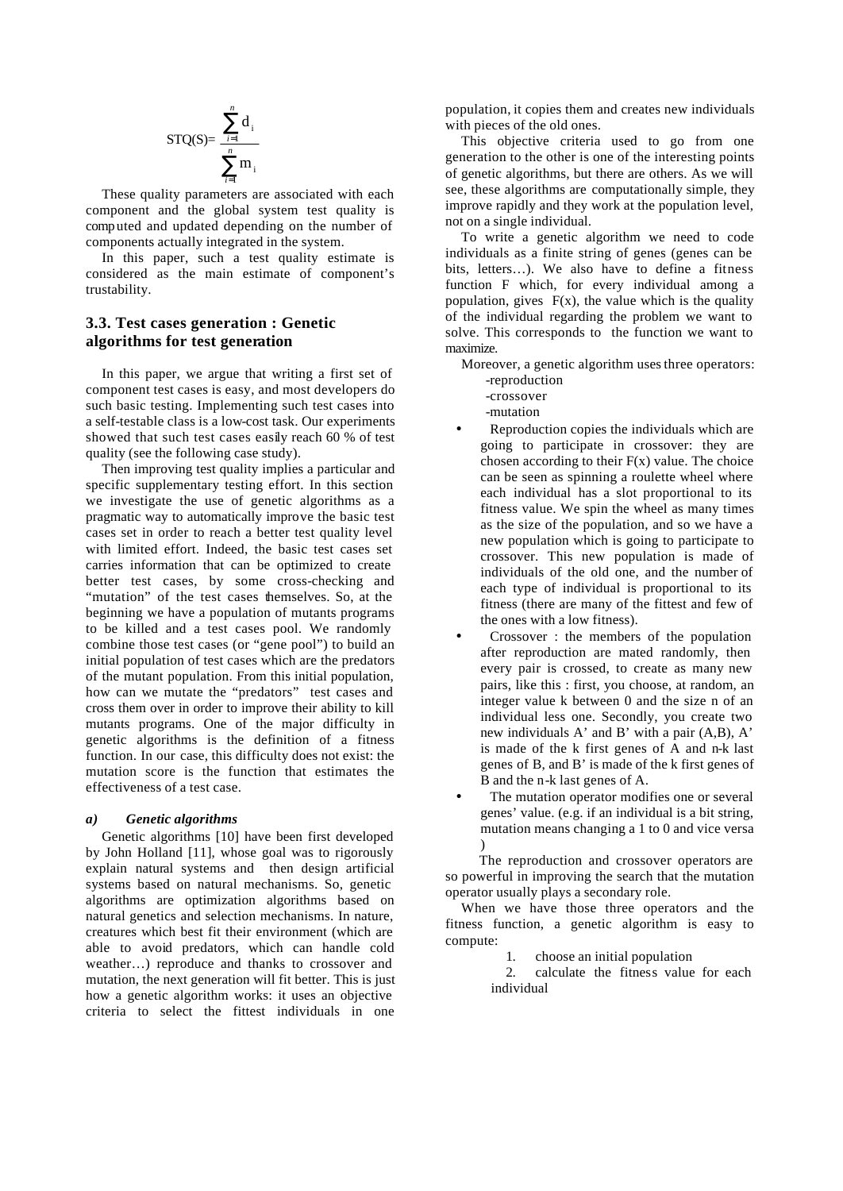$$STQ(S)=\frac{\sum_{i=1}^{n} d_i}{\sum_{i=1}^{n} m_i}$$

These quality parameters are associated with each component and the global system test quality is computed and updated depending on the number of components actually integrated in the system.

In this paper, such a test quality estimate is considered as the main estimate of component's trustability.

### 3.3. Test cases generation : Genetic algorithms for test generation

In this paper, we argue that writing a first set of component test cases is easy, and most developers do such basic testing. Implementing such test cases into a self-testable class is a low-cost task. Our experiments showed that such test cases easily reach 60 % of test quality (see the following case study).

Then improving test quality implies a particular and specific supplementary testing effort. In this section we investigate the use of genetic algorithms as a pragmatic way to automatically improve the basic test cases set in order to reach a better test quality level with limited effort. Indeed, the basic test cases set carries information that can be optimized to create better test cases, by some cross-checking and "mutation" of the test cases themselves. So, at the beginning we have a population of mutants programs to be killed and a test cases pool. We randomly combine those test cases (or "gene pool") to build an initial population of test cases which are the predators of the mutant population. From this initial population, how can we mutate the "predators" test cases and cross them over in order to improve their ability to kill mutants programs. One of the major difficulty in genetic algorithms is the definition of a fitness function. In our case, this difficulty does not exist: the mutation score is the function that estimates the effectiveness of a test case.

#### *a) Genetic algorithms*

Genetic algorithms [10] have been first developed by John Holland [11], whose goal was to rigorously explain natural systems and then design artificial systems based on natural mechanisms. So, genetic algorithms are optimization algorithms based on natural genetics and selection mechanisms. In nature, creatures which best fit their environment (which are able to avoid predators, which can handle cold weather…) reproduce and thanks to crossover and mutation, the next generation will fit better. This is just how a genetic algorithm works: it uses an objective criteria to select the fittest individuals in one population, it copies them and creates new individuals with pieces of the old ones.

This objective criteria used to go from one generation to the other is one of the interesting points of genetic algorithms, but there are others. As we will see, these algorithms are computationally simple, they improve rapidly and they work at the population level, not on a single individual.

To write a genetic algorithm we need to code individuals as a finite string of genes (genes can be bits, letters…). We also have to define a fitness function F which, for every individual among a population, gives $F(x)$, the value which is the quality of the individual regarding the problem we want to solve. This corresponds to the function we want to maximize.

Moreover, a genetic algorithm uses three operators:

-reproduction
-crossover
-mutation

- Reproduction copies the individuals which are going to participate in crossover: they are chosen according to their $F(x)$ value. The choice can be seen as spinning a roulette wheel where each individual has a slot proportional to its fitness value. We spin the wheel as many times as the size of the population, and so we have a new population which is going to participate to crossover. This new population is made of individuals of the old one, and the number of each type of individual is proportional to its fitness (there are many of the fittest and few of the ones with a low fitness).
- Crossover : the members of the population after reproduction are mated randomly, then every pair is crossed, to create as many new pairs, like this : first, you choose, at random, an integer value k between 0 and the size n of an individual less one. Secondly, you create two new individuals A' and B' with a pair (A,B), A' is made of the k first genes of A and n-k last genes of B, and B' is made of the k first genes of B and the n-k last genes of A.
- The mutation operator modifies one or several genes' value. (e.g. if an individual is a bit string, mutation means changing a 1 to 0 and vice versa )

The reproduction and crossover operators are so powerful in improving the search that the mutation operator usually plays a secondary role.

When we have those three operators and the fitness function, a genetic algorithm is easy to compute:

1. choose an initial population
2. calculate the fitness value for each individual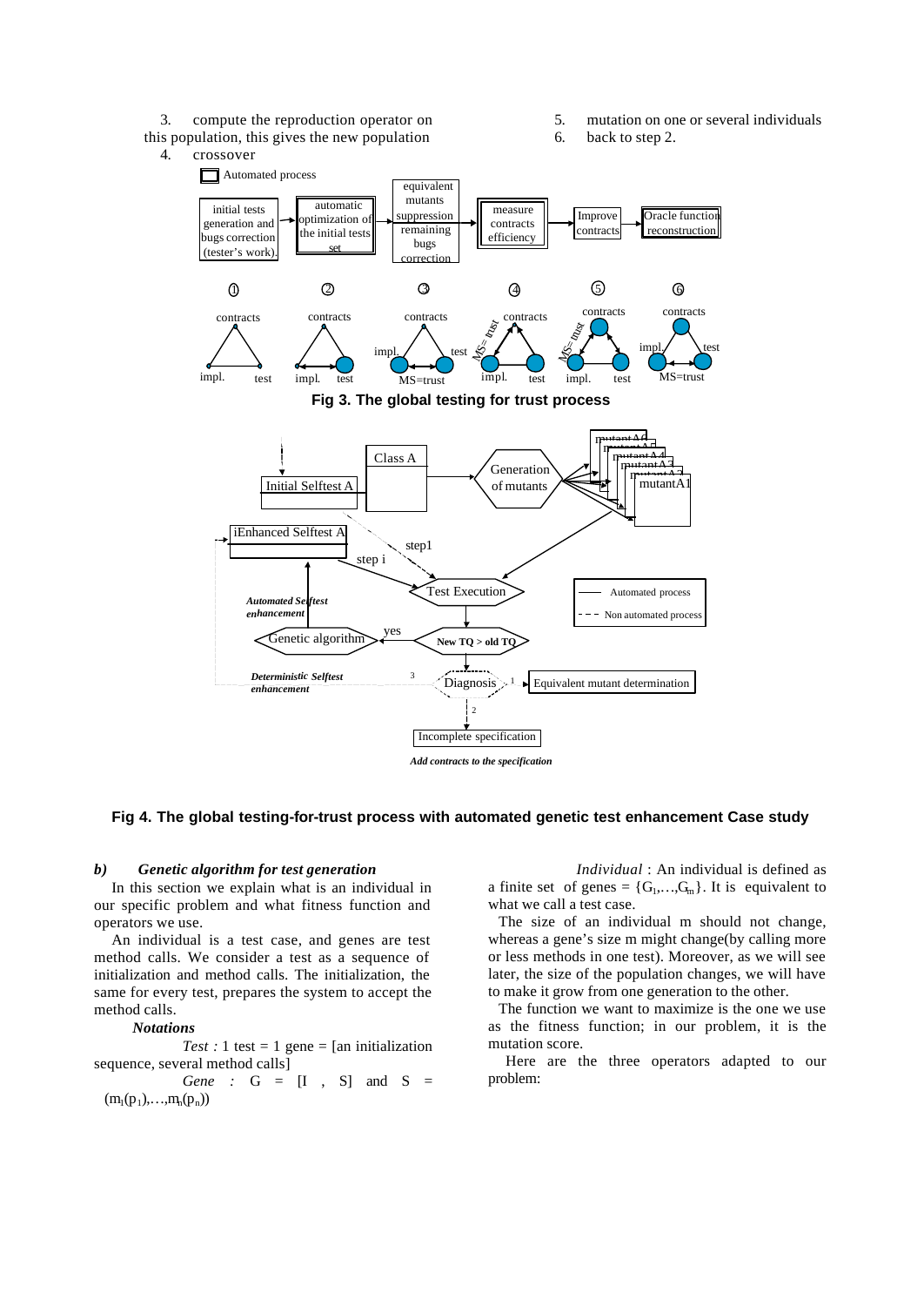3. compute the reproduction operator on this population, this gives the new population
4. crossover
5. mutation on one or several individuals
6. back to step 2.

Automated process

initial tests generation and bugs correction (tester's work).

automatic optimization of the initial tests set

equivalent mutants suppression remaining bugs correction

measure contracts efficiency

Improve contracts

Oracle function reconstruction

① ② ③ ④ ⑤ ⑥

contracts impl. test

contracts impl. test

contracts impl. test MS=trust

contracts MS= trust impl. test

contracts MS= trust impl. test

contracts impl. test MS=trust

**Fig 3. The global testing for trust process**

Initial Selftest A

Class A

Generation of mutants

mutantA6 mutantA5 mutantA4 mutantA3 mutantA2 mutantA1

iEnhanced Selftest A

step1

step i

Test Execution

Automated process

Non automated process

*Automated Selftest enhancement*

Genetic algorithm

yes

New TQ > old TQ

*Deterministic Selftest enhancement*

3

Diagnosis

1

Equivalent mutant determination

2

Incomplete specification

*Add contracts to the specification*

**Fig 4. The global testing-for-trust process with automated genetic test enhancement Case study**

### *b) Genetic algorithm for test generation*

In this section we explain what is an individual in our specific problem and what fitness function and operators we use.

An individual is a test case, and genes are test method calls. We consider a test as a sequence of initialization and method calls. The initialization, the same for every test, prepares the system to accept the method calls.

***Notations***

*Test :* 1 test = 1 gene = [an initialization sequence, several method calls]

*Gene :* G = [I , S] and S = $(m_1(p_1),\ldots,m_n(p_n))$

*Individual* : An individual is defined as a finite set of genes = $\{G_1,\ldots,G_m\}$. It is equivalent to what we call a test case.

The size of an individual m should not change, whereas a gene's size m might change(by calling more or less methods in one test). Moreover, as we will see later, the size of the population changes, we will have to make it grow from one generation to the other.

The function we want to maximize is the one we use as the fitness function; in our problem, it is the mutation score.

Here are the three operators adapted to our problem: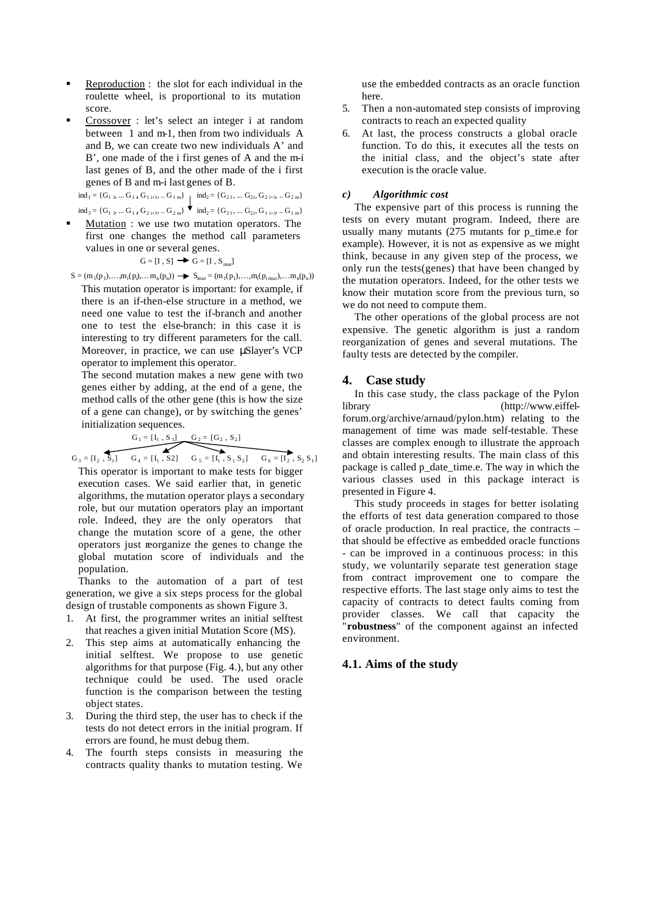- Reproduction : the slot for each individual in the roulette wheel, is proportional to its mutation score.
- Crossover : let's select an integer i at random between 1 and m-1, then from two individuals A and B, we can create two new individuals A' and B', one made of the i first genes of A and the m-i last genes of B, and the other made of the i first genes of B and m-i last genes of B.

$$ind_1 = \{G_{1\,1}, ... G_{1\,i}, G_{1\,i+1}, .. G_{1\,m}\} \quad ind_2 = \{G_{2\,1}, ... G_{2\,i}, G_{2\,i+1}, .. G_{2\,m}\}$$
$$\downarrow$$
$$ind_3 = \{G_{1\,1}, ... G_{1\,i}, G_{2\,i+1}, .. G_{2\,m}\} \quad ind_2 = \{G_{2\,1}, ... G_{2\,i}, G_{1\,i+1}, .. G_{1\,m}\}$$

- Mutation : we use two mutation operators. The first one changes the method call parameters values in one or several genes.

$$G = [I , S] \rightarrow G = [I , S_{mut}]$$
$$S = (m_1(p_1),\ldots,m_i(p_i),\ldots m_n(p_n)) \rightarrow S_{mut} = (m_1(p_1),\ldots,m_i(p_{i\,mut}),\ldots m_n(p_n))$$

This mutation operator is important: for example, if there is an if-then-else structure in a method, we need one value to test the if-branch and another one to test the else-branch: in this case it is interesting to try different parameters for the call. Moreover, in practice, we can use µSlayer's VCP operator to implement this operator.

The second mutation makes a new gene with two genes either by adding, at the end of a gene, the method calls of the other gene (this is how the size of a gene can change), or by switching the genes' initialization sequences.

$$G_1 = [I_1 , S_1] \quad G_2 = [G_2 , S_2]$$
$$G_3 = [I_2 , S_1] \quad G_4 = [I_1 , S2] \quad G_5 = [I_1 , S_1\,S_2] \quad G_6 = [I_2 , S_2\,S_1]$$

This operator is important to make tests for bigger execution cases. We said earlier that, in genetic algorithms, the mutation operator plays a secondary role, but our mutation operators play an important role. Indeed, they are the only operators that change the mutation score of a gene, the other operators just reorganize the genes to change the global mutation score of individuals and the population.

Thanks to the automation of a part of test generation, we give a six steps process for the global design of trustable components as shown Figure 3.

1. At first, the programmer writes an initial selftest that reaches a given initial Mutation Score (MS).
2. This step aims at automatically enhancing the initial selftest. We propose to use genetic algorithms for that purpose (Fig. 4.), but any other technique could be used. The used oracle function is the comparison between the testing object states.
3. During the third step, the user has to check if the tests do not detect errors in the initial program. If errors are found, he must debug them.
4. The fourth steps consists in measuring the contracts quality thanks to mutation testing. We use the embedded contracts as an oracle function here.
5. Then a non-automated step consists of improving contracts to reach an expected quality
6. At last, the process constructs a global oracle function. To do this, it executes all the tests on the initial class, and the object's state after execution is the oracle value.

#### *c) Algorithmic cost*

The expensive part of this process is running the tests on every mutant program. Indeed, there are usually many mutants (275 mutants for p_time.e for example). However, it is not as expensive as we might think, because in any given step of the process, we only run the tests(genes) that have been changed by the mutation operators. Indeed, for the other tests we know their mutation score from the previous turn, so we do not need to compute them.

The other operations of the global process are not expensive. The genetic algorithm is just a random reorganization of genes and several mutations. The faulty tests are detected by the compiler.

## 4. Case study

In this case study, the class package of the Pylon library (http://www.eiffel-forum.org/archive/arnaud/pylon.htm) relating to the management of time was made self-testable. These classes are complex enough to illustrate the approach and obtain interesting results. The main class of this package is called p_date_time.e. The way in which the various classes used in this package interact is presented in Figure 4.

This study proceeds in stages for better isolating the efforts of test data generation compared to those of oracle production. In real practice, the contracts – that should be effective as embedded oracle functions - can be improved in a continuous process: in this study, we voluntarily separate test generation stage from contract improvement one to compare the respective efforts. The last stage only aims to test the capacity of contracts to detect faults coming from provider classes. We call that capacity the "**robustness**" of the component against an infected environment.

### 4.1. Aims of the study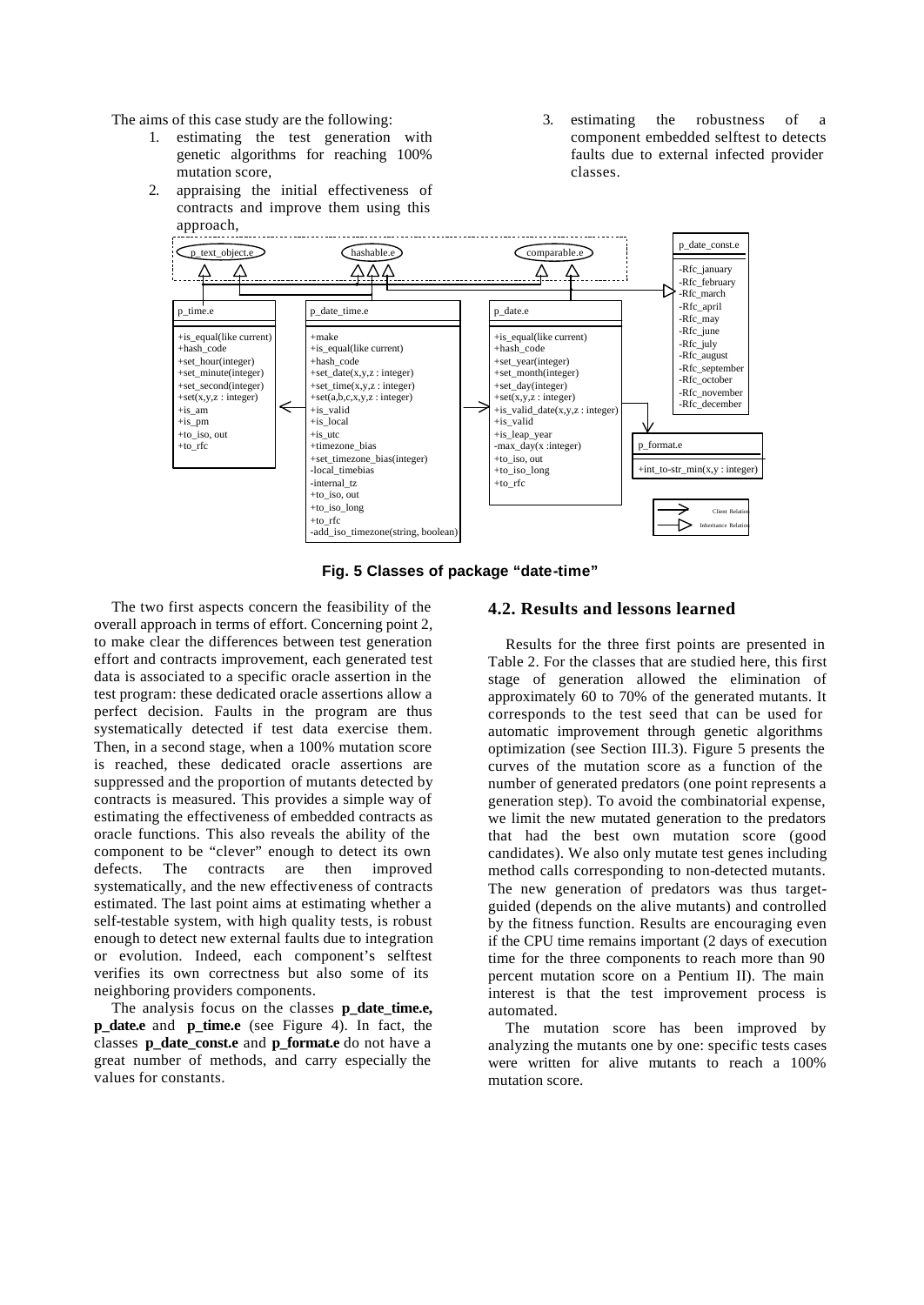The aims of this case study are the following:

1. estimating the test generation with genetic algorithms for reaching 100% mutation score,
2. appraising the initial effectiveness of contracts and improve them using this approach,
3. estimating the robustness of a component embedded selftest to detects faults due to external infected provider classes.

p_text_object.e
hashable.e
comparable.e

p_date_const.e
-Rfc_january
-Rfc_february
-Rfc_march
-Rfc_april
-Rfc_may
-Rfc_june
-Rfc_july
-Rfc_august
-Rfc_september
-Rfc_october
-Rfc_november
-Rfc_december

p_time.e
+is_equal(like current)
+hash_code
+set_hour(integer)
+set_minute(integer)
+set_second(integer)
+set(x,y,z : integer)
+is_am
+is_pm
+to_iso, out
+to_rfc

p_date_time.e
+make
+is_equal(like current)
+hash_code
+set_date(x,y,z : integer)
+set_time(x,y,z : integer)
+set(a,b,c,x,y,z : integer)
+is_valid
+is_local
+is_utc
+timezone_bias
+set_timezone_bias(integer)
-local_timebias
-internal_tz
+to_iso, out
+to_iso_long
+to_rfc
-add_iso_timezone(string, boolean)

p_date.e
+is_equal(like current)
+hash_code
+set_year(integer)
+set_month(integer)
+set_day(integer)
+set(x,y,z : integer)
+is_valid_date(x,y,z : integer)
+is_valid
+is_leap_year
-max_day(x :integer)
+to_iso, out
+to_iso_long
+to_rfc

p_format.e
+int_to-str_min(x,y : integer)

Client Relation
Inheritance Relation

**Fig. 5 Classes of package "date-time"**

The two first aspects concern the feasibility of the overall approach in terms of effort. Concerning point 2, to make clear the differences between test generation effort and contracts improvement, each generated test data is associated to a specific oracle assertion in the test program: these dedicated oracle assertions allow a perfect decision. Faults in the program are thus systematically detected if test data exercise them. Then, in a second stage, when a 100% mutation score is reached, these dedicated oracle assertions are suppressed and the proportion of mutants detected by contracts is measured. This provides a simple way of estimating the effectiveness of embedded contracts as oracle functions. This also reveals the ability of the component to be "clever" enough to detect its own defects. The contracts are then improved systematically, and the new effectiveness of contracts estimated. The last point aims at estimating whether a self-testable system, with high quality tests, is robust enough to detect new external faults due to integration or evolution. Indeed, each component's selftest verifies its own correctness but also some of its neighboring providers components.

The analysis focus on the classes **p_date_time.e, p_date.e** and **p_time.e** (see Figure 4). In fact, the classes **p_date_const.e** and **p_format.e** do not have a great number of methods, and carry especially the values for constants.

## 4.2. Results and lessons learned

Results for the three first points are presented in Table 2. For the classes that are studied here, this first stage of generation allowed the elimination of approximately 60 to 70% of the generated mutants. It corresponds to the test seed that can be used for automatic improvement through genetic algorithms optimization (see Section III.3). Figure 5 presents the curves of the mutation score as a function of the number of generated predators (one point represents a generation step). To avoid the combinatorial expense, we limit the new mutated generation to the predators that had the best own mutation score (good candidates). We also only mutate test genes including method calls corresponding to non-detected mutants. The new generation of predators was thus target-guided (depends on the alive mutants) and controlled by the fitness function. Results are encouraging even if the CPU time remains important (2 days of execution time for the three components to reach more than 90 percent mutation score on a Pentium II). The main interest is that the test improvement process is automated.

The mutation score has been improved by analyzing the mutants one by one: specific tests cases were written for alive mutants to reach a 100% mutation score.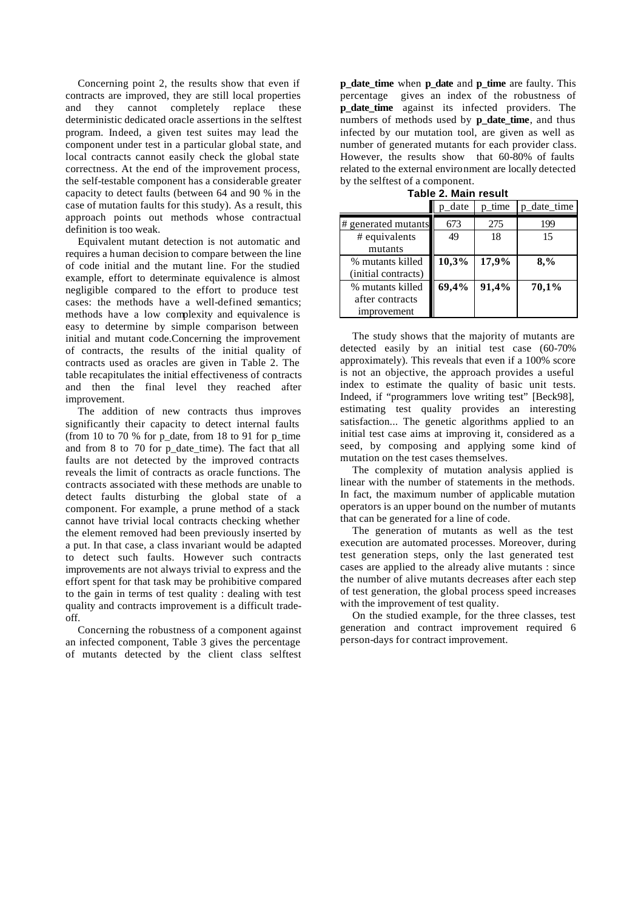Concerning point 2, the results show that even if contracts are improved, they are still local properties and they cannot completely replace these deterministic dedicated oracle assertions in the selftest program. Indeed, a given test suites may lead the component under test in a particular global state, and local contracts cannot easily check the global state correctness. At the end of the improvement process, the self-testable component has a considerable greater capacity to detect faults (between 64 and 90 % in the case of mutation faults for this study). As a result, this approach points out methods whose contractual definition is too weak.

Equivalent mutant detection is not automatic and requires a human decision to compare between the line of code initial and the mutant line. For the studied example, effort to determinate equivalence is almost negligible compared to the effort to produce test cases: the methods have a well-defined semantics; methods have a low complexity and equivalence is easy to determine by simple comparison between initial and mutant code.Concerning the improvement of contracts, the results of the initial quality of contracts used as oracles are given in Table 2. The table recapitulates the initial effectiveness of contracts and then the final level they reached after improvement.

The addition of new contracts thus improves significantly their capacity to detect internal faults (from 10 to 70 % for p_date, from 18 to 91 for p_time and from 8 to 70 for p_date_time). The fact that all faults are not detected by the improved contracts reveals the limit of contracts as oracle functions. The contracts associated with these methods are unable to detect faults disturbing the global state of a component. For example, a prune method of a stack cannot have trivial local contracts checking whether the element removed had been previously inserted by a put. In that case, a class invariant would be adapted to detect such faults. However such contracts improvements are not always trivial to express and the effort spent for that task may be prohibitive compared to the gain in terms of test quality : dealing with test quality and contracts improvement is a difficult trade-off.

Concerning the robustness of a component against an infected component, Table 3 gives the percentage of mutants detected by the client class selftest **p_date_time** when **p_date** and **p_time** are faulty. This percentage gives an index of the robustness of **p_date_time** against its infected providers. The numbers of methods used by **p_date_time**, and thus infected by our mutation tool, are given as well as number of generated mutants for each provider class. However, the results show that 60-80% of faults related to the external environment are locally detected by the selftest of a component.

**Table 2. Main result**

| | p_date | p_time | p_date_time |
|---|---|---|---|
| # generated mutants | 673 | 275 | 199 |
| # equivalents mutants | 49 | 18 | 15 |
| % mutants killed (initial contracts) | **10,3%** | **17,9%** | **8,%** |
| % mutants killed after contracts improvement | **69,4%** | **91,4%** | **70,1%** |

The study shows that the majority of mutants are detected easily by an initial test case (60-70% approximately). This reveals that even if a 100% score is not an objective, the approach provides a useful index to estimate the quality of basic unit tests. Indeed, if "programmers love writing test" [Beck98], estimating test quality provides an interesting satisfaction... The genetic algorithms applied to an initial test case aims at improving it, considered as a seed, by composing and applying some kind of mutation on the test cases themselves.

The complexity of mutation analysis applied is linear with the number of statements in the methods. In fact, the maximum number of applicable mutation operators is an upper bound on the number of mutants that can be generated for a line of code.

The generation of mutants as well as the test execution are automated processes. Moreover, during test generation steps, only the last generated test cases are applied to the already alive mutants : since the number of alive mutants decreases after each step of test generation, the global process speed increases with the improvement of test quality.

On the studied example, for the three classes, test generation and contract improvement required 6 person-days for contract improvement.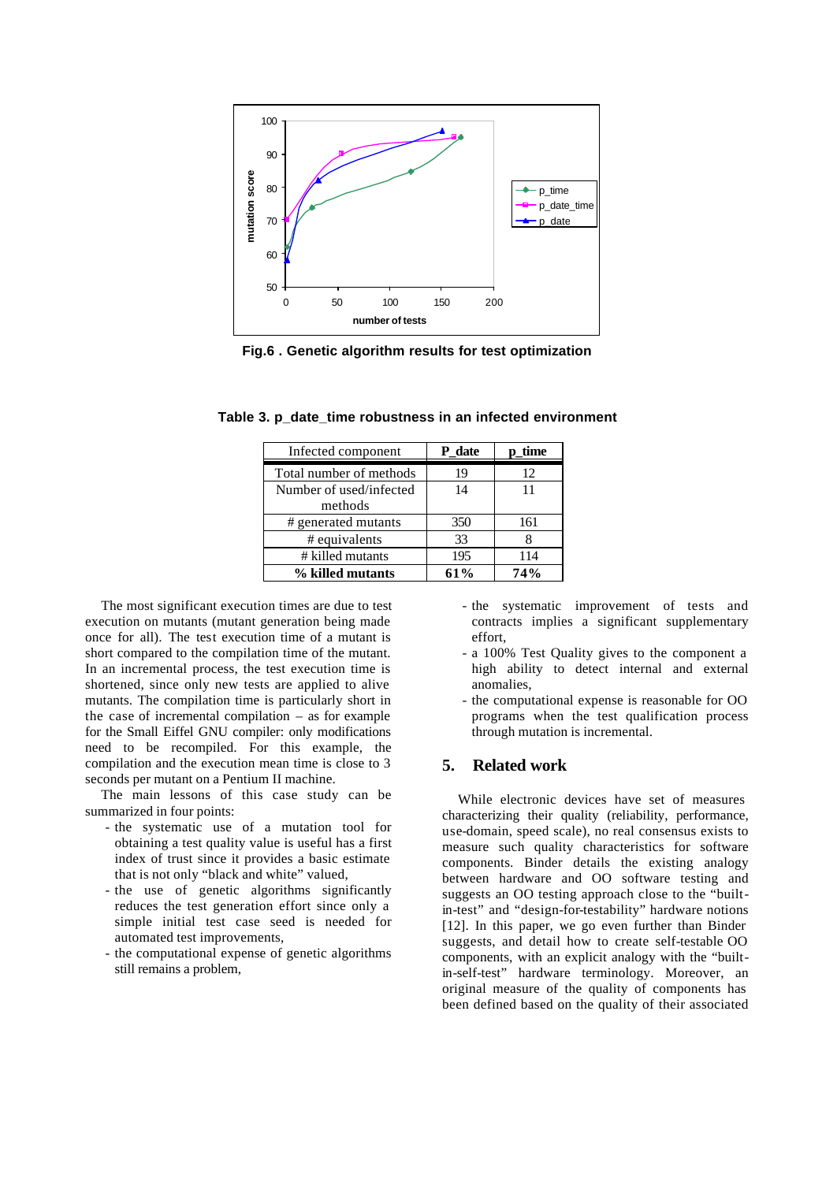100
90
80
70
60
50
mutation score
0
50
100
150
200
number of tests
p_time
p_date_time
p_date

**Fig.6 . Genetic algorithm results for test optimization**

**Table 3. p_date_time robustness in an infected environment**

| Infected component | P_date | p_time |
|---|---|---|
| Total number of methods | 19 | 12 |
| Number of used/infected methods | 14 | 11 |
| # generated mutants | 350 | 161 |
| # equivalents | 33 | 8 |
| # killed mutants | 195 | 114 |
| **% killed mutants** | **61%** | **74%** |

The most significant execution times are due to test execution on mutants (mutant generation being made once for all). The test execution time of a mutant is short compared to the compilation time of the mutant. In an incremental process, the test execution time is shortened, since only new tests are applied to alive mutants. The compilation time is particularly short in the case of incremental compilation – as for example for the Small Eiffel GNU compiler: only modifications need to be recompiled. For this example, the compilation and the execution mean time is close to 3 seconds per mutant on a Pentium II machine.

The main lessons of this case study can be summarized in four points:

- the systematic use of a mutation tool for obtaining a test quality value is useful has a first index of trust since it provides a basic estimate that is not only "black and white" valued,
- the use of genetic algorithms significantly reduces the test generation effort since only a simple initial test case seed is needed for automated test improvements,
- the computational expense of genetic algorithms still remains a problem,
- the systematic improvement of tests and contracts implies a significant supplementary effort,
- a 100% Test Quality gives to the component a high ability to detect internal and external anomalies,
- the computational expense is reasonable for OO programs when the test qualification process through mutation is incremental.

## 5. Related work

While electronic devices have set of measures characterizing their quality (reliability, performance, use-domain, speed scale), no real consensus exists to measure such quality characteristics for software components. Binder details the existing analogy between hardware and OO software testing and suggests an OO testing approach close to the "built-in-test" and "design-for-testability" hardware notions [12]. In this paper, we go even further than Binder suggests, and detail how to create self-testable OO components, with an explicit analogy with the "built-in-self-test" hardware terminology. Moreover, an original measure of the quality of components has been defined based on the quality of their associated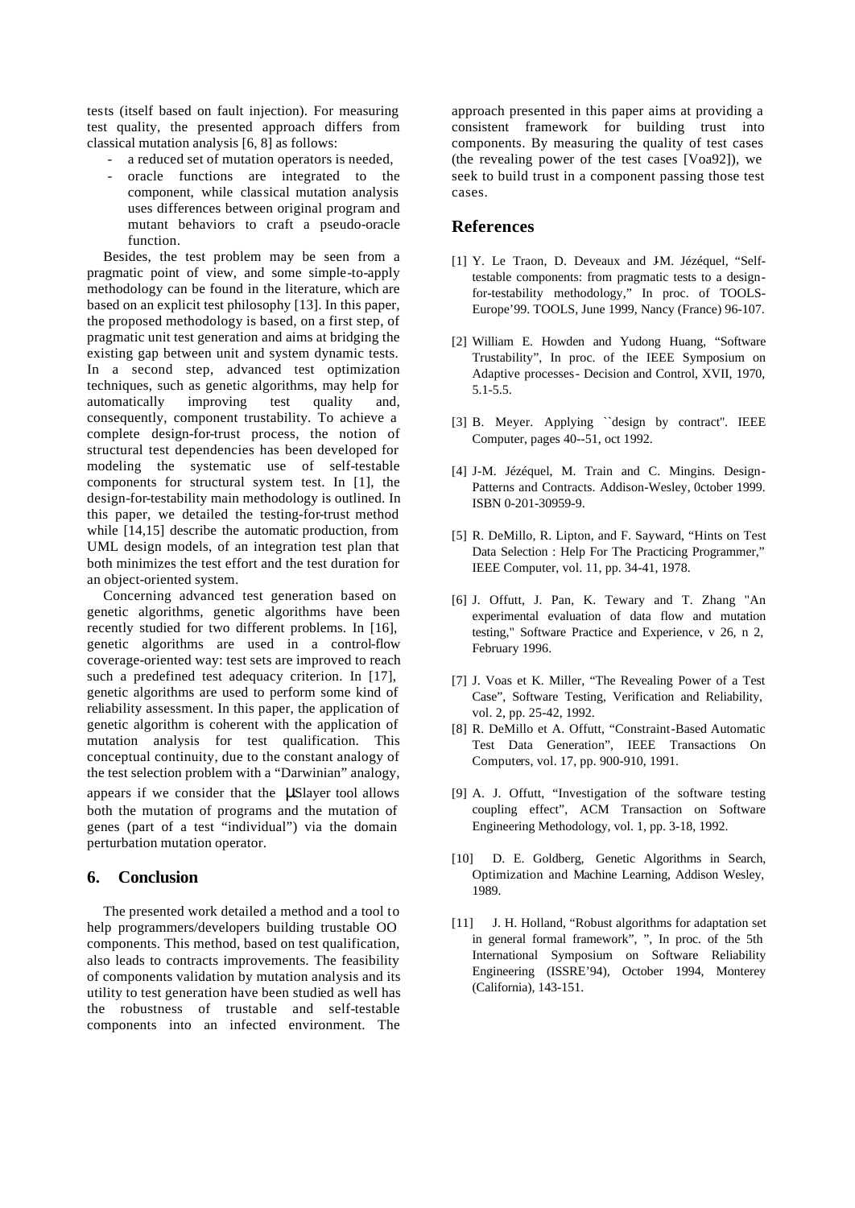tests (itself based on fault injection). For measuring test quality, the presented approach differs from classical mutation analysis [6, 8] as follows:

- a reduced set of mutation operators is needed,
- oracle functions are integrated to the component, while classical mutation analysis uses differences between original program and mutant behaviors to craft a pseudo-oracle function.

Besides, the test problem may be seen from a pragmatic point of view, and some simple-to-apply methodology can be found in the literature, which are based on an explicit test philosophy [13]. In this paper, the proposed methodology is based, on a first step, of pragmatic unit test generation and aims at bridging the existing gap between unit and system dynamic tests. In a second step, advanced test optimization techniques, such as genetic algorithms, may help for automatically improving test quality and, consequently, component trustability. To achieve a complete design-for-trust process, the notion of structural test dependencies has been developed for modeling the systematic use of self-testable components for structural system test. In [1], the design-for-testability main methodology is outlined. In this paper, we detailed the testing-for-trust method while [14,15] describe the automatic production, from UML design models, of an integration test plan that both minimizes the test effort and the test duration for an object-oriented system.

Concerning advanced test generation based on genetic algorithms, genetic algorithms have been recently studied for two different problems. In [16], genetic algorithms are used in a control-flow coverage-oriented way: test sets are improved to reach such a predefined test adequacy criterion. In [17], genetic algorithms are used to perform some kind of reliability assessment. In this paper, the application of genetic algorithm is coherent with the application of mutation analysis for test qualification. This conceptual continuity, due to the constant analogy of the test selection problem with a "Darwinian" analogy, appears if we consider that the µSlayer tool allows both the mutation of programs and the mutation of genes (part of a test "individual") via the domain perturbation mutation operator.

## 6. Conclusion

The presented work detailed a method and a tool to help programmers/developers building trustable OO components. This method, based on test qualification, also leads to contracts improvements. The feasibility of components validation by mutation analysis and its utility to test generation have been studied as well has the robustness of trustable and self-testable components into an infected environment. The approach presented in this paper aims at providing a consistent framework for building trust into components. By measuring the quality of test cases (the revealing power of the test cases [Voa92]), we seek to build trust in a component passing those test cases.

## References

[1] Y. Le Traon, D. Deveaux and J-M. Jézéquel, "Self-testable components: from pragmatic tests to a design-for-testability methodology," In proc. of TOOLS-Europe'99. TOOLS, June 1999, Nancy (France) 96-107.

[2] William E. Howden and Yudong Huang, "Software Trustability", In proc. of the IEEE Symposium on Adaptive processes- Decision and Control, XVII, 1970, 5.1-5.5.

[3] B. Meyer. Applying ``design by contract''. IEEE Computer, pages 40--51, oct 1992.

[4] J-M. Jézéquel, M. Train and C. Mingins. Design-Patterns and Contracts. Addison-Wesley, 0ctober 1999. ISBN 0-201-30959-9.

[5] R. DeMillo, R. Lipton, and F. Sayward, "Hints on Test Data Selection : Help For The Practicing Programmer," IEEE Computer, vol. 11, pp. 34-41, 1978.

[6] J. Offutt, J. Pan, K. Tewary and T. Zhang "An experimental evaluation of data flow and mutation testing," Software Practice and Experience, v 26, n 2, February 1996.

[7] J. Voas et K. Miller, "The Revealing Power of a Test Case", Software Testing, Verification and Reliability, vol. 2, pp. 25-42, 1992.

[8] R. DeMillo et A. Offutt, "Constraint-Based Automatic Test Data Generation", IEEE Transactions On Computers, vol. 17, pp. 900-910, 1991.

[9] A. J. Offutt, "Investigation of the software testing coupling effect", ACM Transaction on Software Engineering Methodology, vol. 1, pp. 3-18, 1992.

[10] D. E. Goldberg, Genetic Algorithms in Search, Optimization and Machine Learning, Addison Wesley, 1989.

[11] J. H. Holland, "Robust algorithms for adaptation set in general formal framework", ", In proc. of the 5th International Symposium on Software Reliability Engineering (ISSRE'94), October 1994, Monterey (California), 143-151.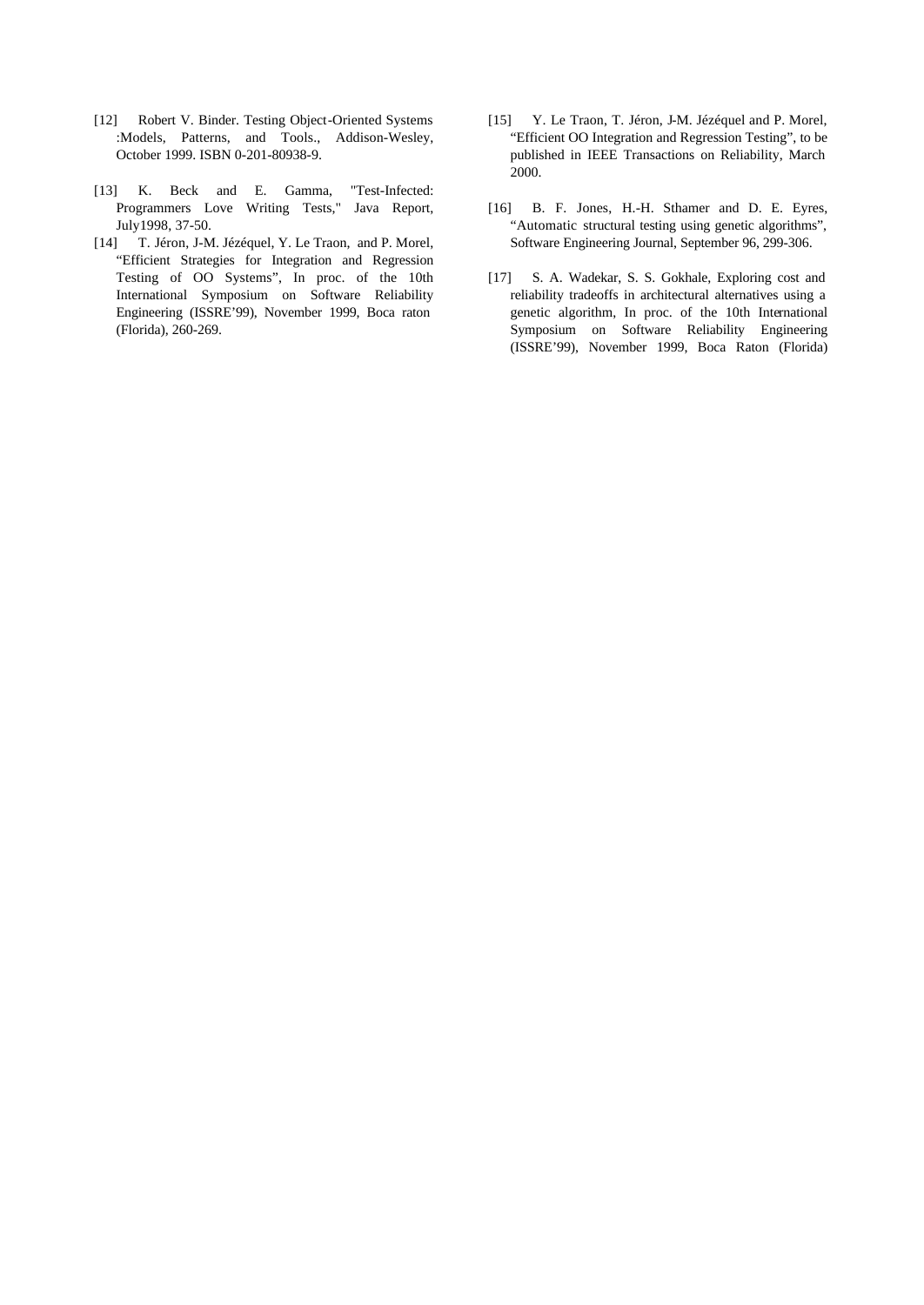[12] Robert V. Binder. Testing Object-Oriented Systems :Models, Patterns, and Tools., Addison-Wesley, October 1999. ISBN 0-201-80938-9.

[13] K. Beck and E. Gamma, "Test-Infected: Programmers Love Writing Tests," Java Report, July1998, 37-50.

[14] T. Jéron, J-M. Jézéquel, Y. Le Traon, and P. Morel, "Efficient Strategies for Integration and Regression Testing of OO Systems", In proc. of the 10th International Symposium on Software Reliability Engineering (ISSRE'99), November 1999, Boca raton (Florida), 260-269.

[15] Y. Le Traon, T. Jéron, J-M. Jézéquel and P. Morel, "Efficient OO Integration and Regression Testing", to be published in IEEE Transactions on Reliability, March 2000.

[16] B. F. Jones, H.-H. Sthamer and D. E. Eyres, "Automatic structural testing using genetic algorithms", Software Engineering Journal, September 96, 299-306.

[17] S. A. Wadekar, S. S. Gokhale, Exploring cost and reliability tradeoffs in architectural alternatives using a genetic algorithm, In proc. of the 10th International Symposium on Software Reliability Engineering (ISSRE'99), November 1999, Boca Raton (Florida)